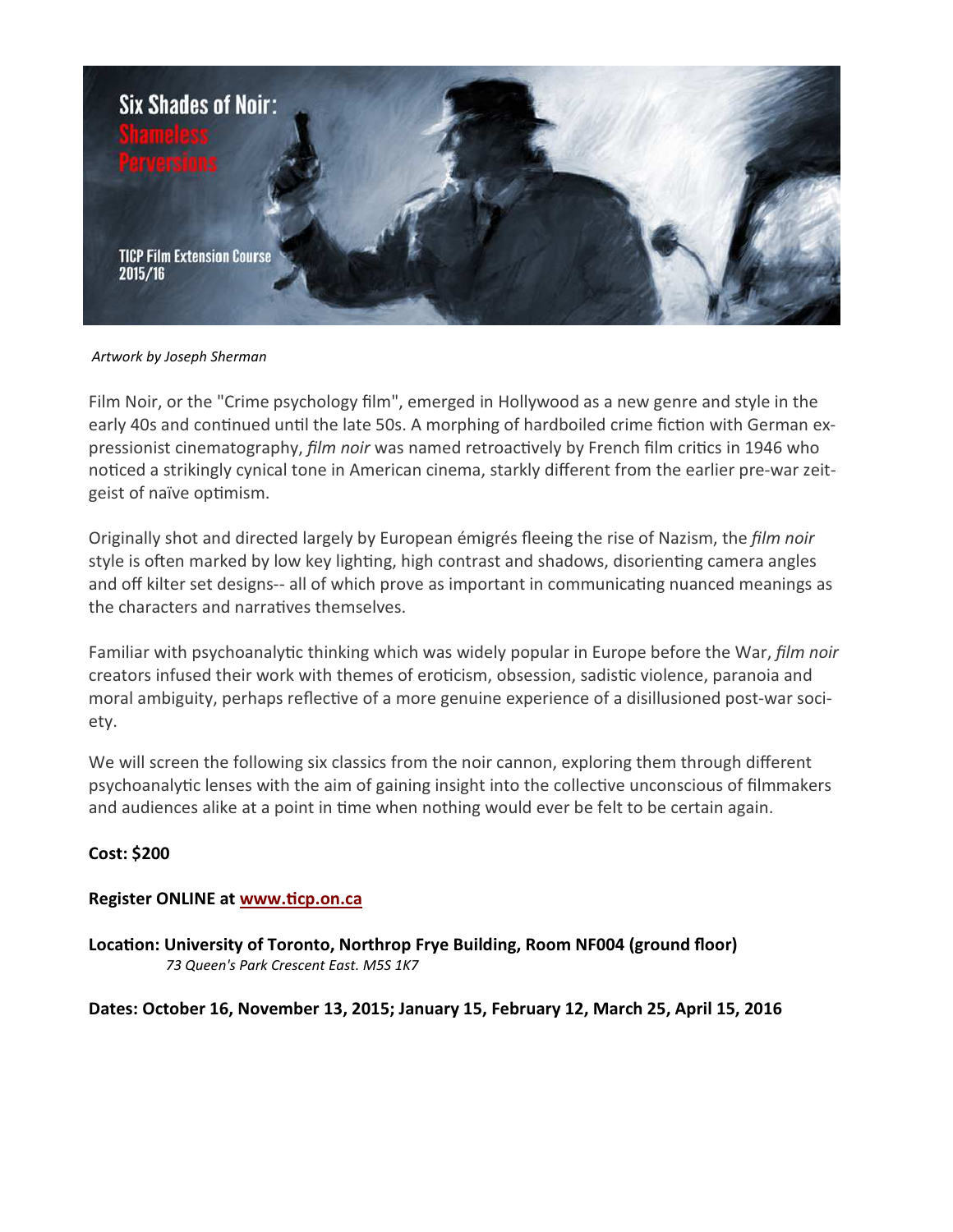# Six Shades of Noir: Shameless Perversions

TICP Film Extension Course 2015/16

*Artwork by Joseph Sherman*

Film Noir, or the "Crime psychology film", emerged in Hollywood as a new genre and style in the early 40s and continued until the late 50s. A morphing of hardboiled crime fiction with German expressionist cinematography, *film noir* was named retroactively by French film critics in 1946 who noticed a strikingly cynical tone in American cinema, starkly different from the earlier pre-war zeitgeist of naïve optimism.

Originally shot and directed largely by European émigrés fleeing the rise of Nazism, the *film noir* style is often marked by low key lighting, high contrast and shadows, disorienting camera angles and off kilter set designs-- all of which prove as important in communicating nuanced meanings as the characters and narratives themselves.

Familiar with psychoanalytic thinking which was widely popular in Europe before the War, *film noir* creators infused their work with themes of eroticism, obsession, sadistic violence, paranoia and moral ambiguity, perhaps reflective of a more genuine experience of a disillusioned post-war society.

We will screen the following six classics from the noir cannon, exploring them through different psychoanalytic lenses with the aim of gaining insight into the collective unconscious of filmmakers and audiences alike at a point in time when nothing would ever be felt to be certain again.

**Cost: $200**

**Register ONLINE at [www.ticp.on.ca](http://www.ticp.on.ca)**

**Location: University of Toronto, Northrop Frye Building, Room NF004 (ground floor)**
*73 Queen's Park Crescent East. M5S 1K7*

**Dates: October 16, November 13, 2015; January 15, February 12, March 25, April 15, 2016**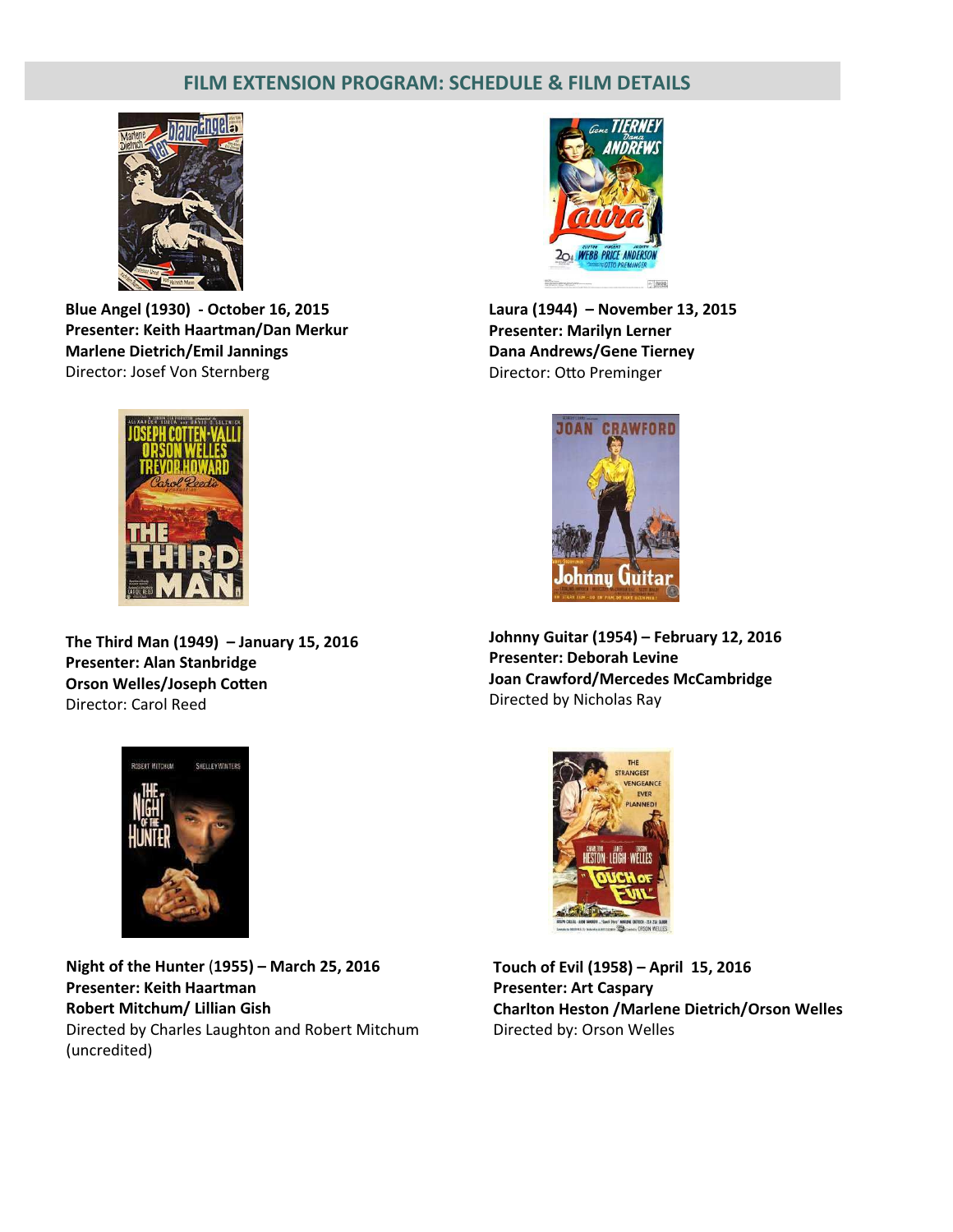## FILM EXTENSION PROGRAM: SCHEDULE & FILM DETAILS

**Blue Angel (1930) - October 16, 2015**
**Presenter: Keith Haartman/Dan Merkur**
**Marlene Dietrich/Emil Jannings**
Director: Josef Von Sternberg

**Laura (1944) – November 13, 2015**
**Presenter: Marilyn Lerner**
**Dana Andrews/Gene Tierney**
Director: Otto Preminger

**The Third Man (1949) – January 15, 2016**
**Presenter: Alan Stanbridge**
**Orson Welles/Joseph Cotten**
Director: Carol Reed

**Johnny Guitar (1954) – February 12, 2016**
**Presenter: Deborah Levine**
**Joan Crawford/Mercedes McCambridge**
Directed by Nicholas Ray

**Night of the Hunter (1955) – March 25, 2016**
**Presenter: Keith Haartman**
**Robert Mitchum/ Lillian Gish**
Directed by Charles Laughton and Robert Mitchum (uncredited)

**Touch of Evil (1958) – April 15, 2016**
**Presenter: Art Caspary**
**Charlton Heston /Marlene Dietrich/Orson Welles**
Directed by: Orson Welles